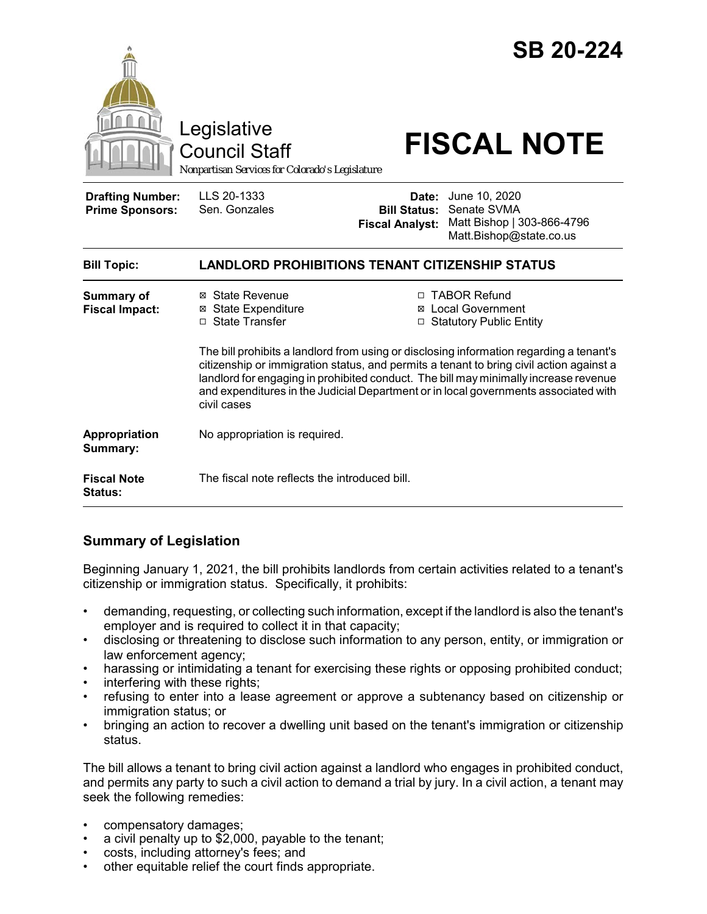# SB 20-224

Legislative Council Staff

*Nonpartisan Services for Colorado's Legislature*

# FISCAL NOTE

| | | | |
|---|---|---|---|
| **Drafting Number:** | LLS 20-1333 | **Date:** | June 10, 2020 |
| **Prime Sponsors:** | Sen. Gonzales | **Bill Status:** | Senate SVMA |
| | | **Fiscal Analyst:** | Matt Bishop \| 303-866-4796 Matt.Bishop@state.co.us |

| | |
|---|---|
| **Bill Topic:** | **LANDLORD PROHIBITIONS TENANT CITIZENSHIP STATUS** |
| **Summary of Fiscal Impact:** | ☒ State Revenue ☒ State Expenditure ☐ State Transfer ☐ TABOR Refund ☒ Local Government ☐ Statutory Public Entity<br><br>The bill prohibits a landlord from using or disclosing information regarding a tenant's citizenship or immigration status, and permits a tenant to bring civil action against a landlord for engaging in prohibited conduct. The bill may minimally increase revenue and expenditures in the Judicial Department or in local governments associated with civil cases |
| **Appropriation Summary:** | No appropriation is required. |
| **Fiscal Note Status:** | The fiscal note reflects the introduced bill. |

## Summary of Legislation

Beginning January 1, 2021, the bill prohibits landlords from certain activities related to a tenant's citizenship or immigration status. Specifically, it prohibits:

- demanding, requesting, or collecting such information, except if the landlord is also the tenant's employer and is required to collect it in that capacity;
- disclosing or threatening to disclose such information to any person, entity, or immigration or law enforcement agency;
- harassing or intimidating a tenant for exercising these rights or opposing prohibited conduct;
- interfering with these rights;
- refusing to enter into a lease agreement or approve a subtenancy based on citizenship or immigration status; or
- bringing an action to recover a dwelling unit based on the tenant's immigration or citizenship status.

The bill allows a tenant to bring civil action against a landlord who engages in prohibited conduct, and permits any party to such a civil action to demand a trial by jury. In a civil action, a tenant may seek the following remedies:

- compensatory damages;
- a civil penalty up to $2,000, payable to the tenant;
- costs, including attorney's fees; and
- other equitable relief the court finds appropriate.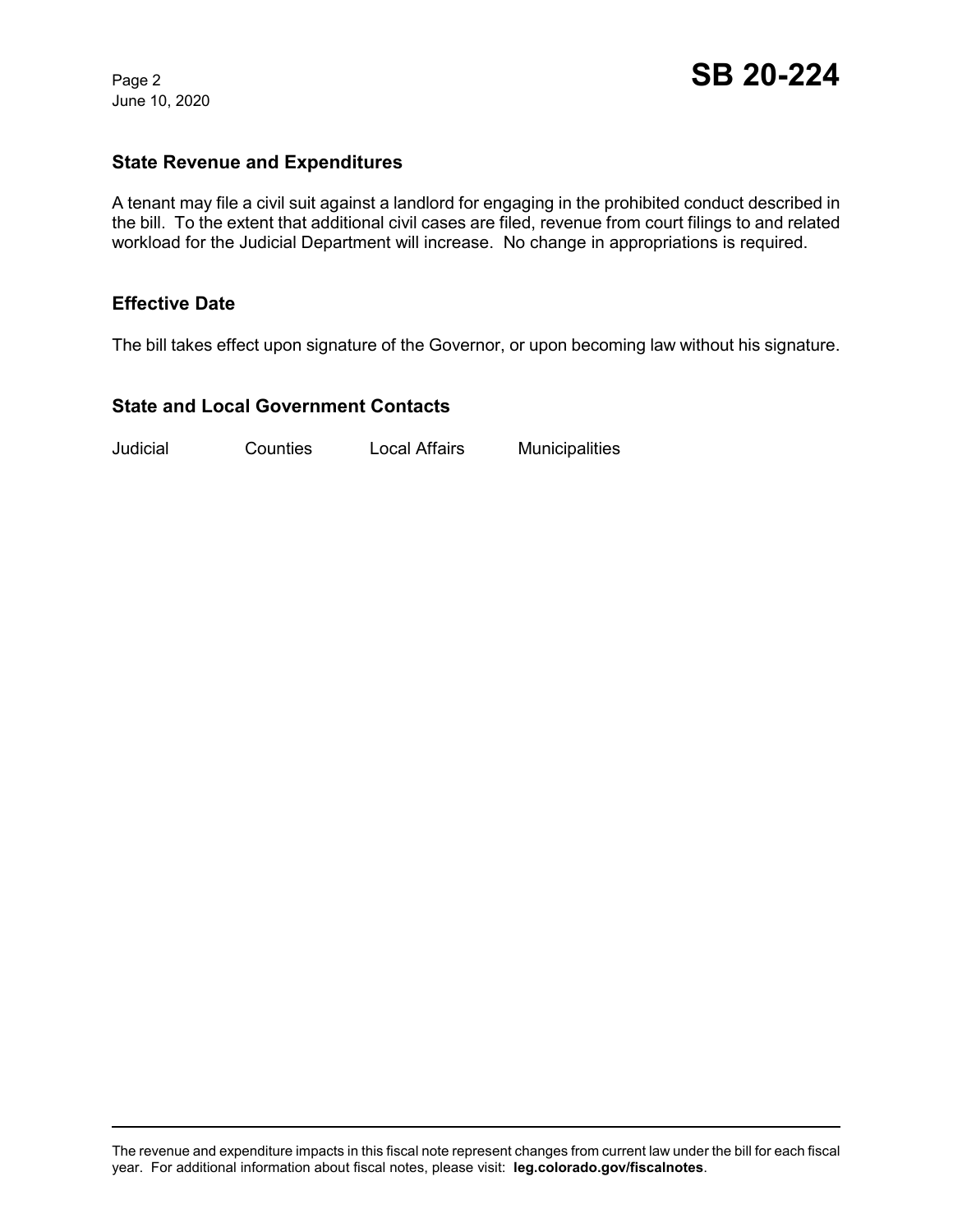## State Revenue and Expenditures

A tenant may file a civil suit against a landlord for engaging in the prohibited conduct described in the bill. To the extent that additional civil cases are filed, revenue from court filings to and related workload for the Judicial Department will increase. No change in appropriations is required.

## Effective Date

The bill takes effect upon signature of the Governor, or upon becoming law without his signature.

## State and Local Government Contacts

| | | | |
|---|---|---|---|
| Judicial | Counties | Local Affairs | Municipalities |

The revenue and expenditure impacts in this fiscal note represent changes from current law under the bill for each fiscal year. For additional information about fiscal notes, please visit: **leg.colorado.gov/fiscalnotes**.